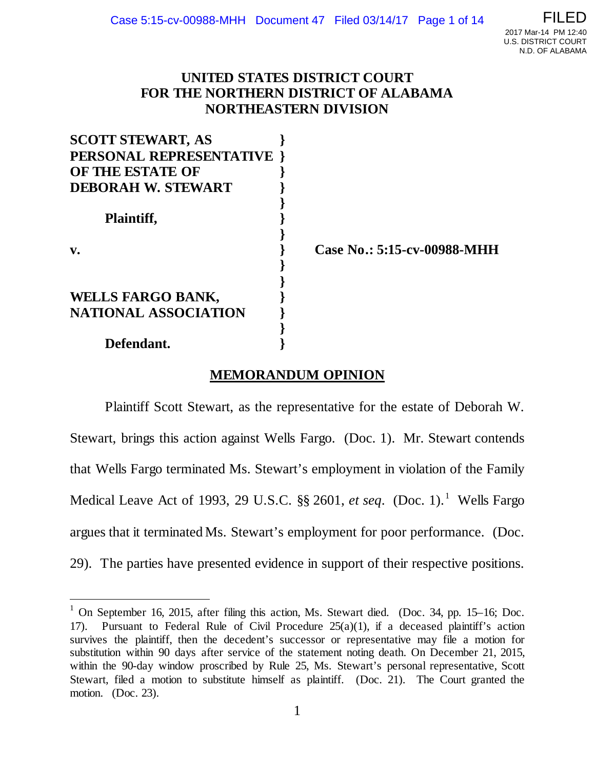**UNITED STATES DISTRICT COURT**
**FOR THE NORTHERN DISTRICT OF ALABAMA**
**NORTHEASTERN DIVISION**

| | | |
|---|---|---|
| **SCOTT STEWART, AS PERSONAL REPRESENTATIVE OF THE ESTATE OF DEBORAH W. STEWART** | } | |
| **Plaintiff,** | } | |
| **v.** | } | **Case No.: 5:15-cv-00988-MHH** |
| **WELLS FARGO BANK, NATIONAL ASSOCIATION** | } | |
| **Defendant.** | } | |

## MEMORANDUM OPINION

Plaintiff Scott Stewart, as the representative for the estate of Deborah W. Stewart, brings this action against Wells Fargo. (Doc. 1). Mr. Stewart contends that Wells Fargo terminated Ms. Stewart's employment in violation of the Family Medical Leave Act of 1993, 29 U.S.C. §§ 2601, *et seq*. (Doc. 1).[1] Wells Fargo argues that it terminated Ms. Stewart's employment for poor performance. (Doc. 29). The parties have presented evidence in support of their respective positions.

---

[1] On September 16, 2015, after filing this action, Ms. Stewart died. (Doc. 34, pp. 15–16; Doc. 17). Pursuant to Federal Rule of Civil Procedure 25(a)(1), if a deceased plaintiff's action survives the plaintiff, then the decedent's successor or representative may file a motion for substitution within 90 days after service of the statement noting death. On December 21, 2015, within the 90-day window proscribed by Rule 25, Ms. Stewart's personal representative, Scott Stewart, filed a motion to substitute himself as plaintiff. (Doc. 21). The Court granted the motion. (Doc. 23).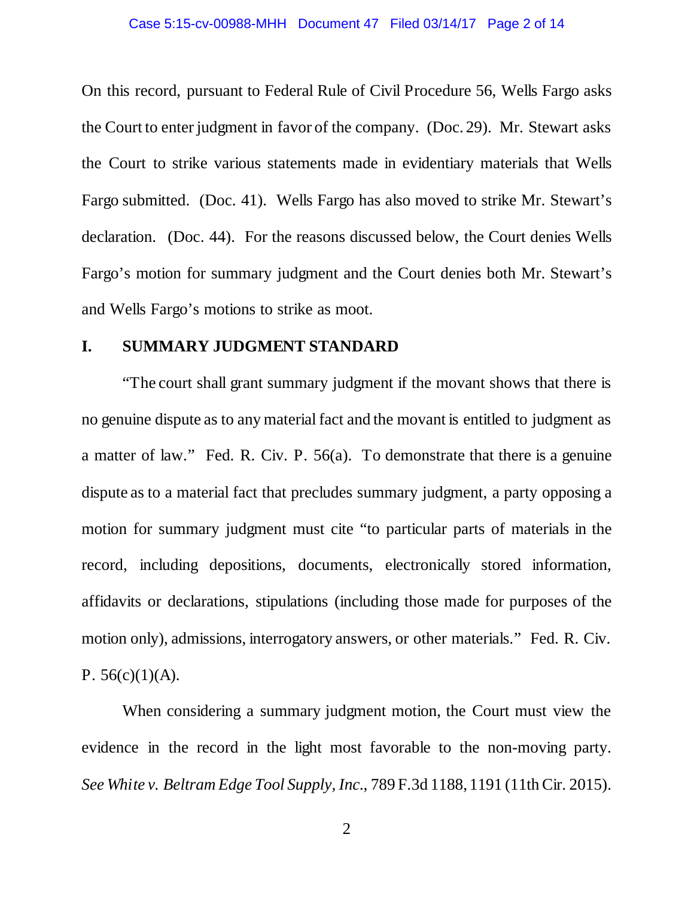On this record, pursuant to Federal Rule of Civil Procedure 56, Wells Fargo asks the Court to enter judgment in favor of the company. (Doc. 29). Mr. Stewart asks the Court to strike various statements made in evidentiary materials that Wells Fargo submitted. (Doc. 41). Wells Fargo has also moved to strike Mr. Stewart's declaration. (Doc. 44). For the reasons discussed below, the Court denies Wells Fargo's motion for summary judgment and the Court denies both Mr. Stewart's and Wells Fargo's motions to strike as moot.

## I. SUMMARY JUDGMENT STANDARD

"The court shall grant summary judgment if the movant shows that there is no genuine dispute as to any material fact and the movant is entitled to judgment as a matter of law." Fed. R. Civ. P. 56(a). To demonstrate that there is a genuine dispute as to a material fact that precludes summary judgment, a party opposing a motion for summary judgment must cite "to particular parts of materials in the record, including depositions, documents, electronically stored information, affidavits or declarations, stipulations (including those made for purposes of the motion only), admissions, interrogatory answers, or other materials." Fed. R. Civ. P. 56(c)(1)(A).

When considering a summary judgment motion, the Court must view the evidence in the record in the light most favorable to the non-moving party. *See White v. Beltram Edge Tool Supply, Inc.*, 789 F.3d 1188, 1191 (11th Cir. 2015).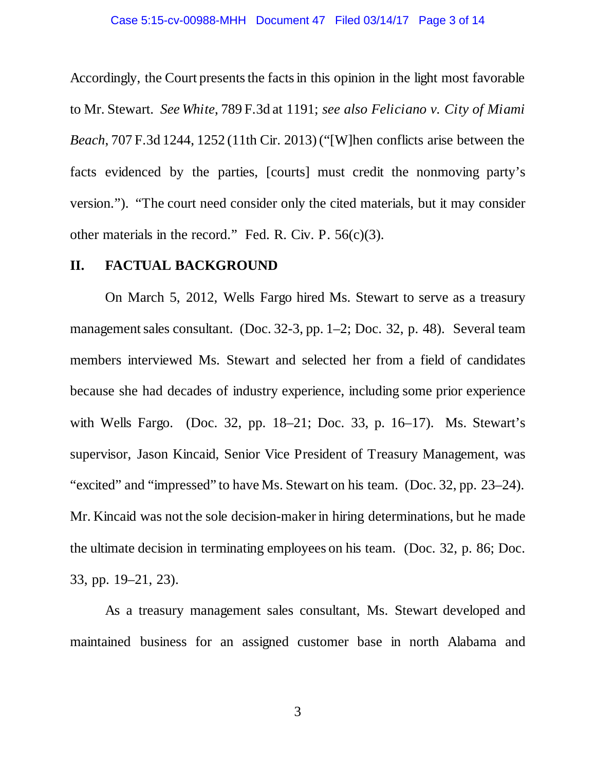Accordingly, the Court presents the facts in this opinion in the light most favorable to Mr. Stewart. *See White*, 789 F.3d at 1191; *see also Feliciano v. City of Miami Beach*, 707 F.3d 1244, 1252 (11th Cir. 2013) ("[W]hen conflicts arise between the facts evidenced by the parties, [courts] must credit the nonmoving party's version."). "The court need consider only the cited materials, but it may consider other materials in the record." Fed. R. Civ. P. 56(c)(3).

## II. FACTUAL BACKGROUND

On March 5, 2012, Wells Fargo hired Ms. Stewart to serve as a treasury management sales consultant. (Doc. 32-3, pp. 1–2; Doc. 32, p. 48). Several team members interviewed Ms. Stewart and selected her from a field of candidates because she had decades of industry experience, including some prior experience with Wells Fargo. (Doc. 32, pp. 18–21; Doc. 33, p. 16–17). Ms. Stewart's supervisor, Jason Kincaid, Senior Vice President of Treasury Management, was "excited" and "impressed" to have Ms. Stewart on his team. (Doc. 32, pp. 23–24). Mr. Kincaid was not the sole decision-maker in hiring determinations, but he made the ultimate decision in terminating employees on his team. (Doc. 32, p. 86; Doc. 33, pp. 19–21, 23).

As a treasury management sales consultant, Ms. Stewart developed and maintained business for an assigned customer base in north Alabama and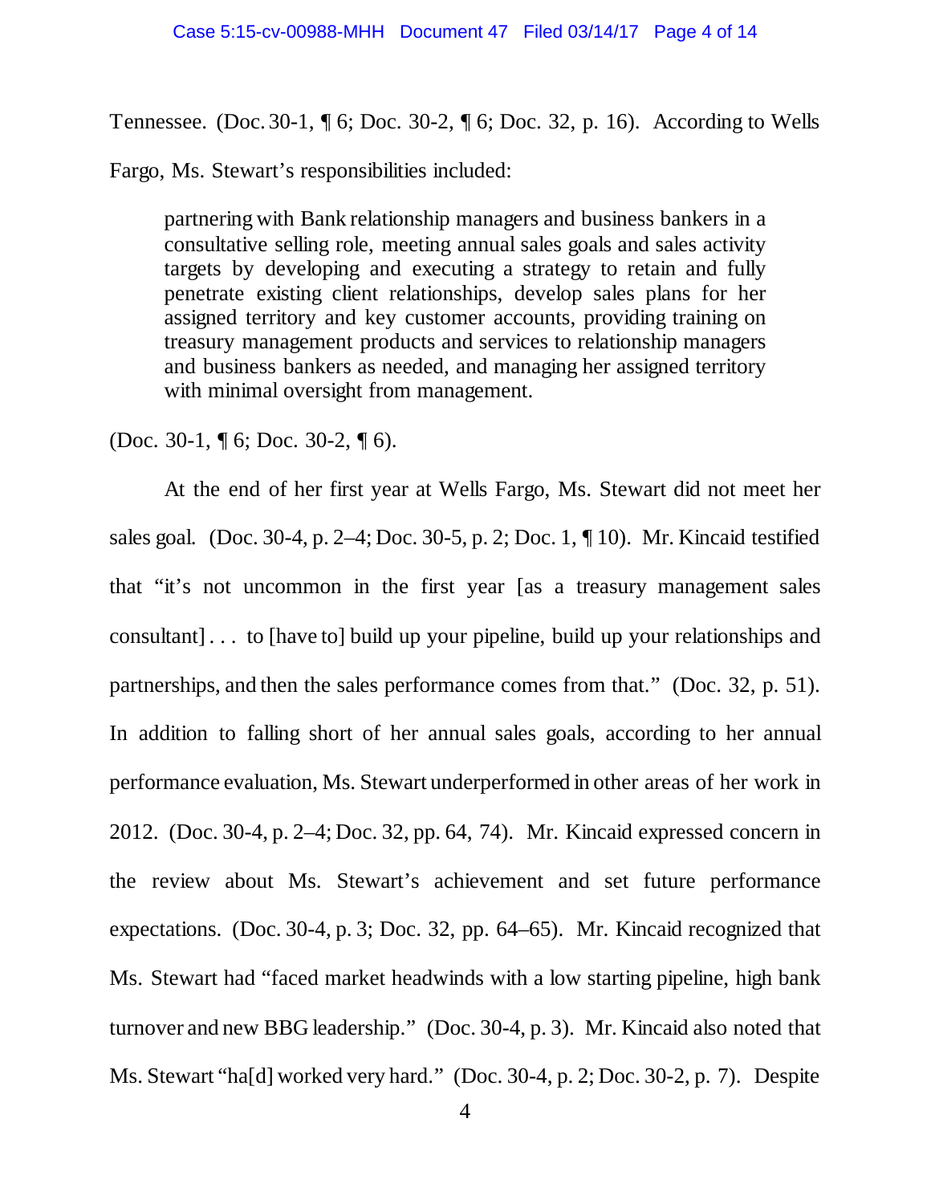Tennessee. (Doc. 30-1, ¶ 6; Doc. 30-2, ¶ 6; Doc. 32, p. 16). According to Wells Fargo, Ms. Stewart's responsibilities included:

> partnering with Bank relationship managers and business bankers in a consultative selling role, meeting annual sales goals and sales activity targets by developing and executing a strategy to retain and fully penetrate existing client relationships, develop sales plans for her assigned territory and key customer accounts, providing training on treasury management products and services to relationship managers and business bankers as needed, and managing her assigned territory with minimal oversight from management.

(Doc. 30-1, ¶ 6; Doc. 30-2, ¶ 6).

At the end of her first year at Wells Fargo, Ms. Stewart did not meet her sales goal. (Doc. 30-4, p. 2–4; Doc. 30-5, p. 2; Doc. 1, ¶ 10). Mr. Kincaid testified that "it's not uncommon in the first year [as a treasury management sales consultant] . . . to [have to] build up your pipeline, build up your relationships and partnerships, and then the sales performance comes from that." (Doc. 32, p. 51). In addition to falling short of her annual sales goals, according to her annual performance evaluation, Ms. Stewart underperformed in other areas of her work in 2012. (Doc. 30-4, p. 2–4; Doc. 32, pp. 64, 74). Mr. Kincaid expressed concern in the review about Ms. Stewart's achievement and set future performance expectations. (Doc. 30-4, p. 3; Doc. 32, pp. 64–65). Mr. Kincaid recognized that Ms. Stewart had "faced market headwinds with a low starting pipeline, high bank turnover and new BBG leadership." (Doc. 30-4, p. 3). Mr. Kincaid also noted that Ms. Stewart "ha[d] worked very hard." (Doc. 30-4, p. 2; Doc. 30-2, p. 7). Despite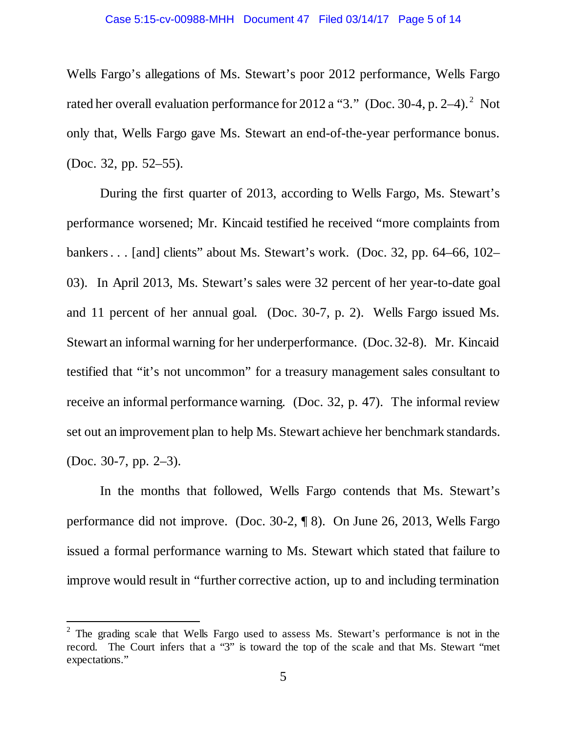Wells Fargo's allegations of Ms. Stewart's poor 2012 performance, Wells Fargo rated her overall evaluation performance for 2012 a "3." (Doc. 30-4, p. 2–4).[2] Not only that, Wells Fargo gave Ms. Stewart an end-of-the-year performance bonus. (Doc. 32, pp. 52–55).

During the first quarter of 2013, according to Wells Fargo, Ms. Stewart's performance worsened; Mr. Kincaid testified he received "more complaints from bankers . . . [and] clients" about Ms. Stewart's work. (Doc. 32, pp. 64–66, 102–03). In April 2013, Ms. Stewart's sales were 32 percent of her year-to-date goal and 11 percent of her annual goal. (Doc. 30-7, p. 2). Wells Fargo issued Ms. Stewart an informal warning for her underperformance. (Doc. 32-8). Mr. Kincaid testified that "it's not uncommon" for a treasury management sales consultant to receive an informal performance warning. (Doc. 32, p. 47). The informal review set out an improvement plan to help Ms. Stewart achieve her benchmark standards. (Doc. 30-7, pp. 2–3).

In the months that followed, Wells Fargo contends that Ms. Stewart's performance did not improve. (Doc. 30-2, ¶ 8). On June 26, 2013, Wells Fargo issued a formal performance warning to Ms. Stewart which stated that failure to improve would result in "further corrective action, up to and including termination

---

[2] The grading scale that Wells Fargo used to assess Ms. Stewart's performance is not in the record. The Court infers that a "3" is toward the top of the scale and that Ms. Stewart "met expectations."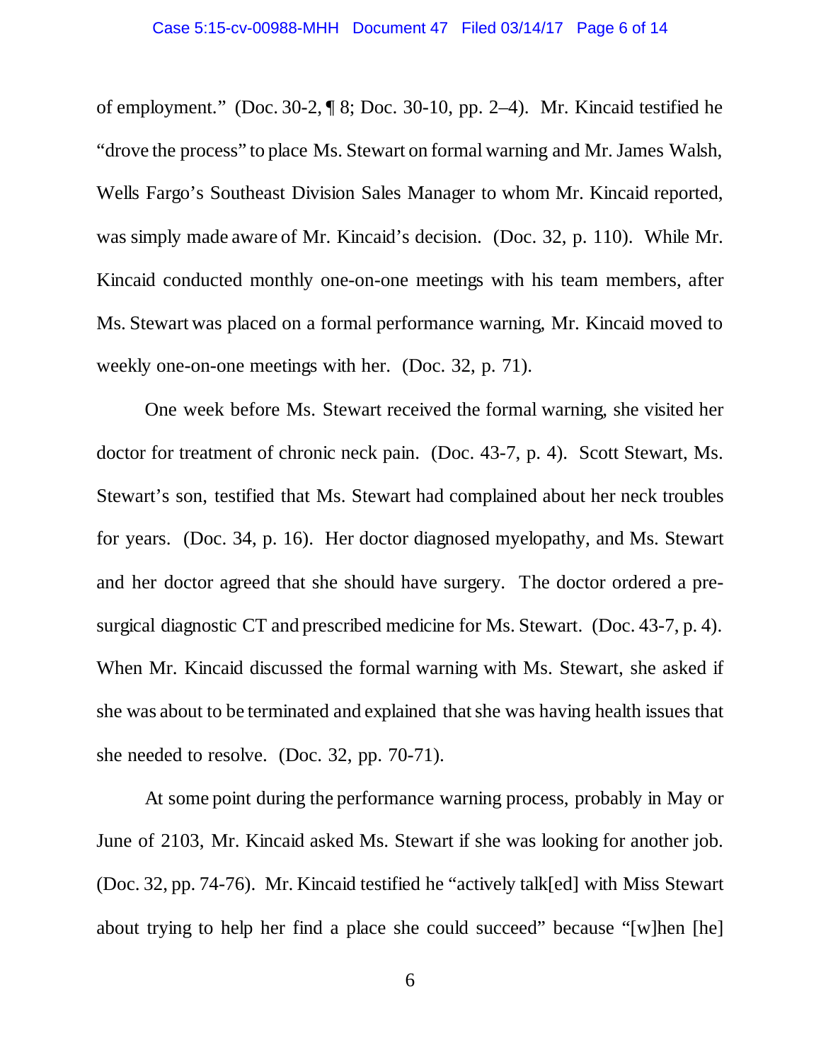of employment." (Doc. 30-2, ¶ 8; Doc. 30-10, pp. 2–4). Mr. Kincaid testified he "drove the process" to place Ms. Stewart on formal warning and Mr. James Walsh, Wells Fargo's Southeast Division Sales Manager to whom Mr. Kincaid reported, was simply made aware of Mr. Kincaid's decision. (Doc. 32, p. 110). While Mr. Kincaid conducted monthly one-on-one meetings with his team members, after Ms. Stewart was placed on a formal performance warning, Mr. Kincaid moved to weekly one-on-one meetings with her. (Doc. 32, p. 71).

One week before Ms. Stewart received the formal warning, she visited her doctor for treatment of chronic neck pain. (Doc. 43-7, p. 4). Scott Stewart, Ms. Stewart's son, testified that Ms. Stewart had complained about her neck troubles for years. (Doc. 34, p. 16). Her doctor diagnosed myelopathy, and Ms. Stewart and her doctor agreed that she should have surgery. The doctor ordered a pre-surgical diagnostic CT and prescribed medicine for Ms. Stewart. (Doc. 43-7, p. 4). When Mr. Kincaid discussed the formal warning with Ms. Stewart, she asked if she was about to be terminated and explained that she was having health issues that she needed to resolve. (Doc. 32, pp. 70-71).

At some point during the performance warning process, probably in May or June of 2103, Mr. Kincaid asked Ms. Stewart if she was looking for another job. (Doc. 32, pp. 74-76). Mr. Kincaid testified he "actively talk[ed] with Miss Stewart about trying to help her find a place she could succeed" because "[w]hen [he]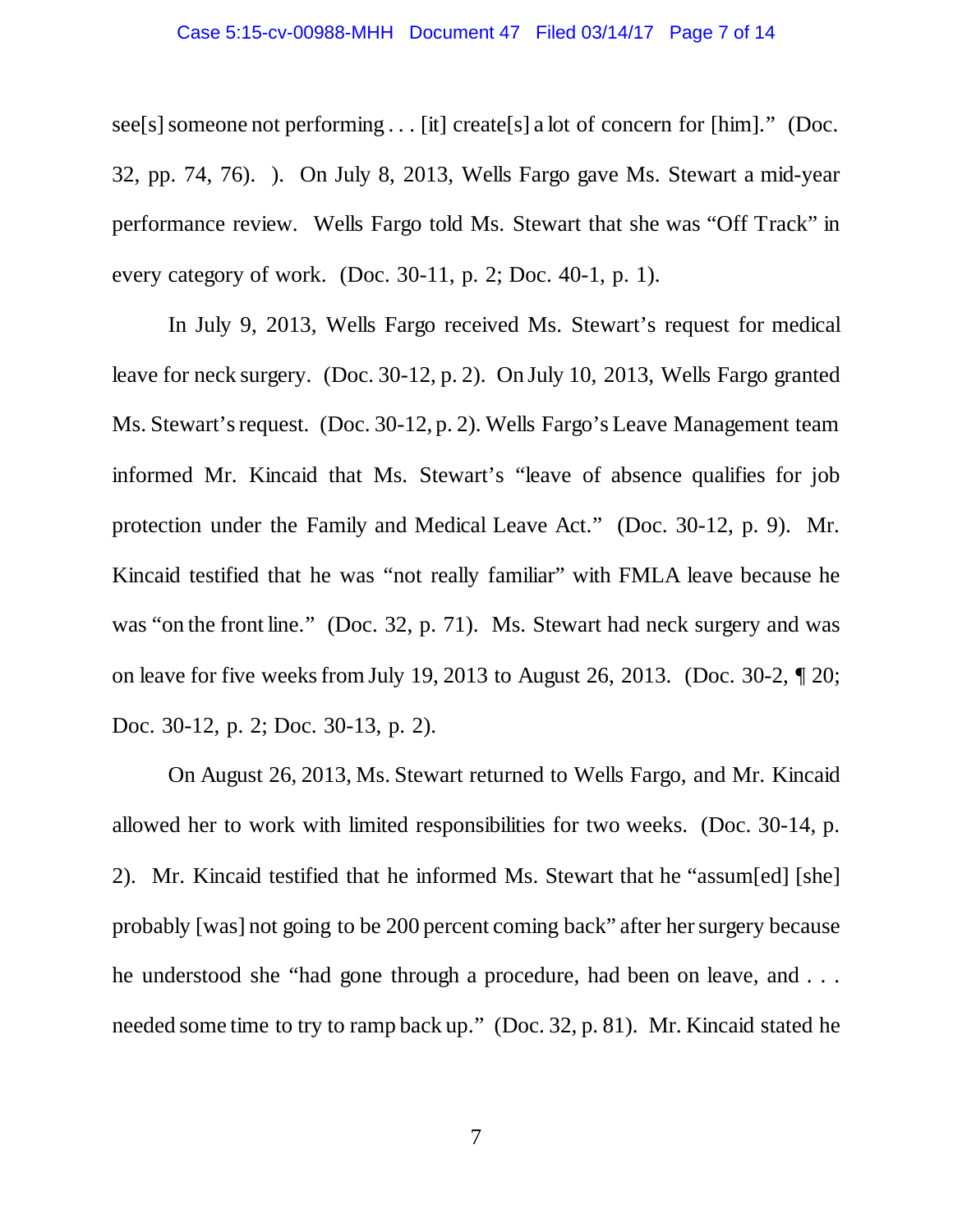see[s] someone not performing . . . [it] create[s] a lot of concern for [him]." (Doc. 32, pp. 74, 76). ). On July 8, 2013, Wells Fargo gave Ms. Stewart a mid-year performance review. Wells Fargo told Ms. Stewart that she was "Off Track" in every category of work. (Doc. 30-11, p. 2; Doc. 40-1, p. 1).

In July 9, 2013, Wells Fargo received Ms. Stewart's request for medical leave for neck surgery. (Doc. 30-12, p. 2). On July 10, 2013, Wells Fargo granted Ms. Stewart's request. (Doc. 30-12, p. 2). Wells Fargo's Leave Management team informed Mr. Kincaid that Ms. Stewart's "leave of absence qualifies for job protection under the Family and Medical Leave Act." (Doc. 30-12, p. 9). Mr. Kincaid testified that he was "not really familiar" with FMLA leave because he was "on the front line." (Doc. 32, p. 71). Ms. Stewart had neck surgery and was on leave for five weeks from July 19, 2013 to August 26, 2013. (Doc. 30-2, ¶ 20; Doc. 30-12, p. 2; Doc. 30-13, p. 2).

On August 26, 2013, Ms. Stewart returned to Wells Fargo, and Mr. Kincaid allowed her to work with limited responsibilities for two weeks. (Doc. 30-14, p. 2). Mr. Kincaid testified that he informed Ms. Stewart that he "assum[ed] [she] probably [was] not going to be 200 percent coming back" after her surgery because he understood she "had gone through a procedure, had been on leave, and . . . needed some time to try to ramp back up." (Doc. 32, p. 81). Mr. Kincaid stated he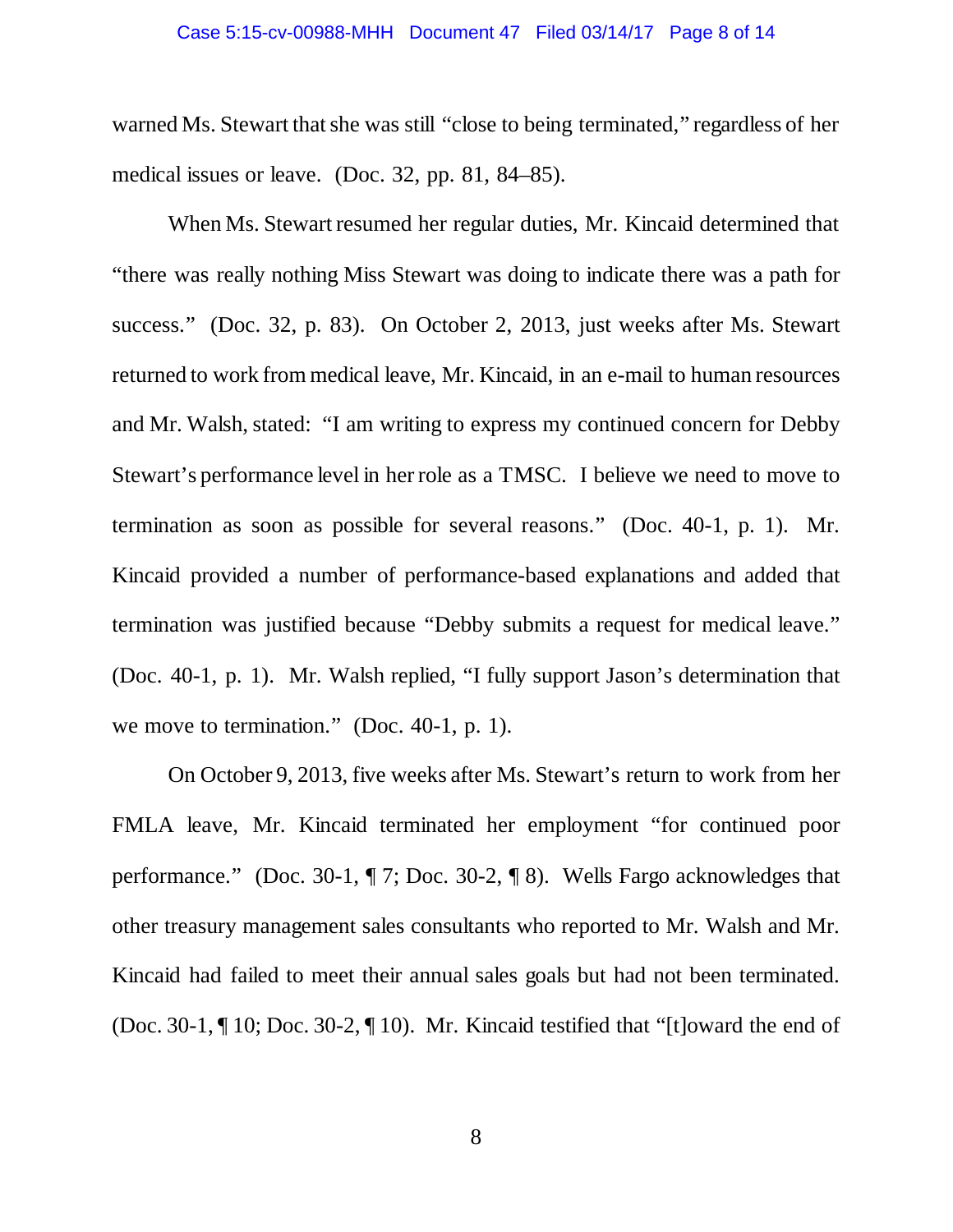warned Ms. Stewart that she was still "close to being terminated," regardless of her medical issues or leave. (Doc. 32, pp. 81, 84–85).

When Ms. Stewart resumed her regular duties, Mr. Kincaid determined that "there was really nothing Miss Stewart was doing to indicate there was a path for success." (Doc. 32, p. 83). On October 2, 2013, just weeks after Ms. Stewart returned to work from medical leave, Mr. Kincaid, in an e-mail to human resources and Mr. Walsh, stated: "I am writing to express my continued concern for Debby Stewart's performance level in her role as a TMSC. I believe we need to move to termination as soon as possible for several reasons." (Doc. 40-1, p. 1). Mr. Kincaid provided a number of performance-based explanations and added that termination was justified because "Debby submits a request for medical leave." (Doc. 40-1, p. 1). Mr. Walsh replied, "I fully support Jason's determination that we move to termination." (Doc. 40-1, p. 1).

On October 9, 2013, five weeks after Ms. Stewart's return to work from her FMLA leave, Mr. Kincaid terminated her employment "for continued poor performance." (Doc. 30-1, ¶ 7; Doc. 30-2, ¶ 8). Wells Fargo acknowledges that other treasury management sales consultants who reported to Mr. Walsh and Mr. Kincaid had failed to meet their annual sales goals but had not been terminated. (Doc. 30-1, ¶ 10; Doc. 30-2, ¶ 10). Mr. Kincaid testified that "[t]oward the end of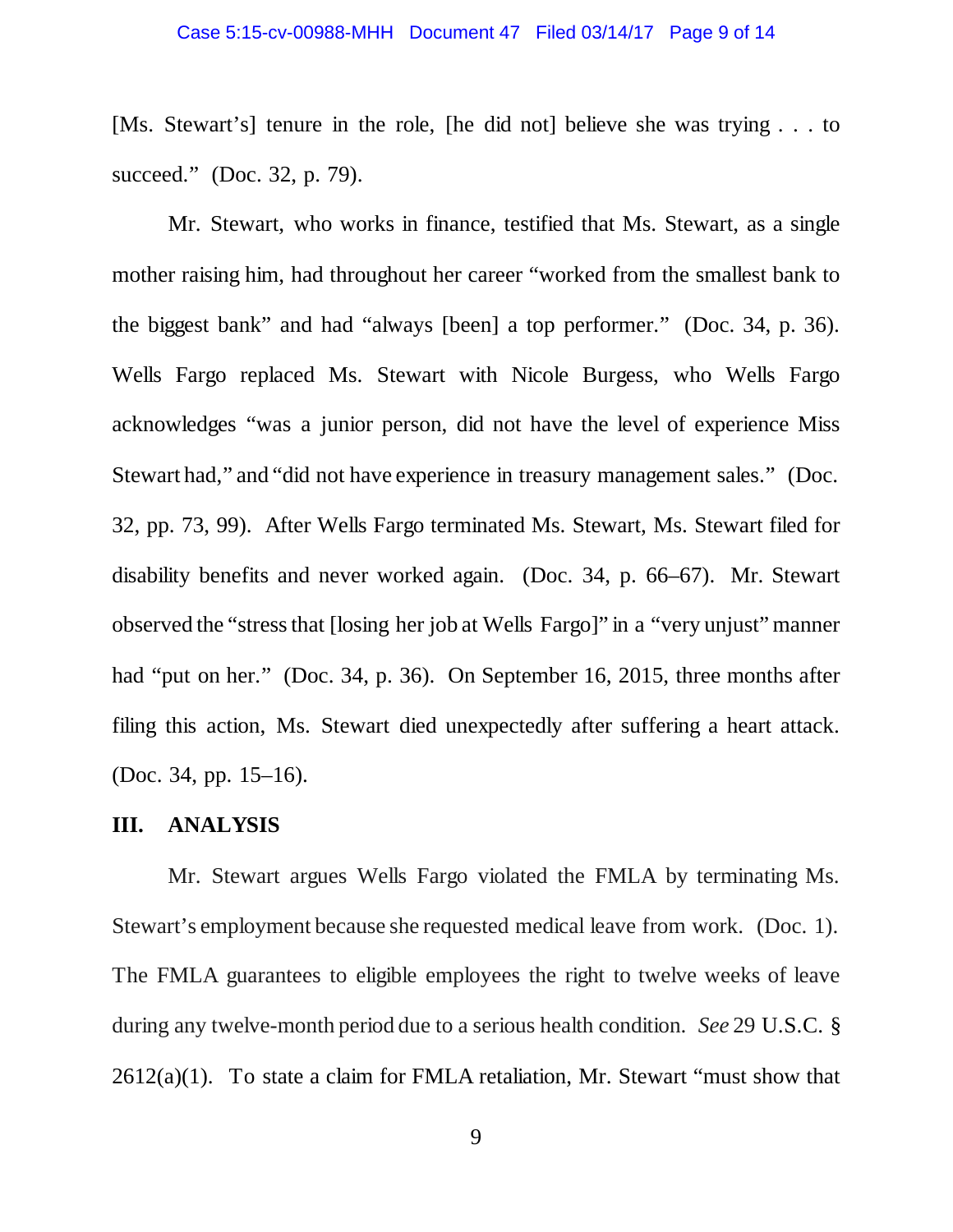[Ms. Stewart's] tenure in the role, [he did not] believe she was trying . . . to succeed." (Doc. 32, p. 79).

Mr. Stewart, who works in finance, testified that Ms. Stewart, as a single mother raising him, had throughout her career "worked from the smallest bank to the biggest bank" and had "always [been] a top performer." (Doc. 34, p. 36). Wells Fargo replaced Ms. Stewart with Nicole Burgess, who Wells Fargo acknowledges "was a junior person, did not have the level of experience Miss Stewart had," and "did not have experience in treasury management sales." (Doc. 32, pp. 73, 99). After Wells Fargo terminated Ms. Stewart, Ms. Stewart filed for disability benefits and never worked again. (Doc. 34, p. 66–67). Mr. Stewart observed the "stress that [losing her job at Wells Fargo]" in a "very unjust" manner had "put on her." (Doc. 34, p. 36). On September 16, 2015, three months after filing this action, Ms. Stewart died unexpectedly after suffering a heart attack. (Doc. 34, pp. 15–16).

## III. ANALYSIS

Mr. Stewart argues Wells Fargo violated the FMLA by terminating Ms. Stewart's employment because she requested medical leave from work. (Doc. 1). The FMLA guarantees to eligible employees the right to twelve weeks of leave during any twelve-month period due to a serious health condition. *See* 29 U.S.C. § 2612(a)(1). To state a claim for FMLA retaliation, Mr. Stewart "must show that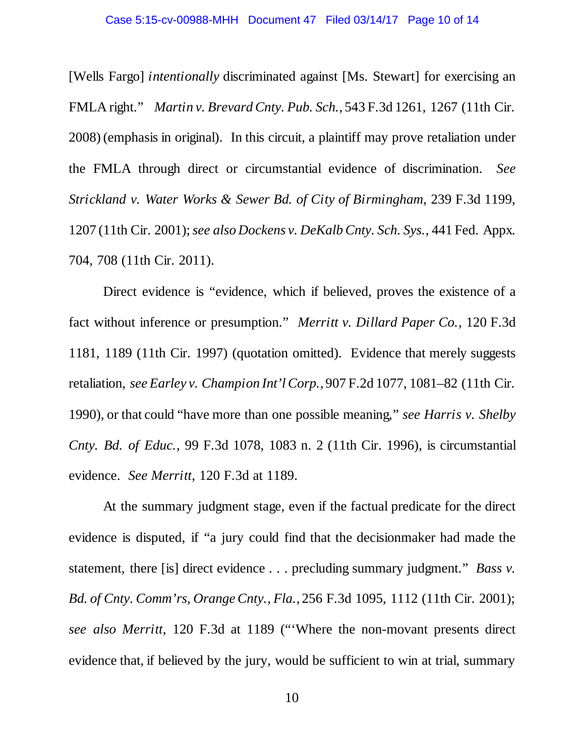[Wells Fargo] *intentionally* discriminated against [Ms. Stewart] for exercising an FMLA right." *Martin v. Brevard Cnty. Pub. Sch.*, 543 F.3d 1261, 1267 (11th Cir. 2008) (emphasis in original). In this circuit, a plaintiff may prove retaliation under the FMLA through direct or circumstantial evidence of discrimination. *See Strickland v. Water Works & Sewer Bd. of City of Birmingham*, 239 F.3d 1199, 1207 (11th Cir. 2001); *see also Dockens v. DeKalb Cnty. Sch. Sys.*, 441 Fed. Appx. 704, 708 (11th Cir. 2011).

Direct evidence is "evidence, which if believed, proves the existence of a fact without inference or presumption." *Merritt v. Dillard Paper Co.*, 120 F.3d 1181, 1189 (11th Cir. 1997) (quotation omitted). Evidence that merely suggests retaliation, *see Earley v. Champion Int'l Corp.*, 907 F.2d 1077, 1081–82 (11th Cir. 1990), or that could "have more than one possible meaning," *see Harris v. Shelby Cnty. Bd. of Educ.*, 99 F.3d 1078, 1083 n. 2 (11th Cir. 1996), is circumstantial evidence. *See Merritt*, 120 F.3d at 1189.

At the summary judgment stage, even if the factual predicate for the direct evidence is disputed, if "a jury could find that the decisionmaker had made the statement, there [is] direct evidence . . . precluding summary judgment." *Bass v. Bd. of Cnty. Comm'rs, Orange Cnty., Fla.*, 256 F.3d 1095, 1112 (11th Cir. 2001); *see also Merritt*, 120 F.3d at 1189 ("'Where the non-movant presents direct evidence that, if believed by the jury, would be sufficient to win at trial, summary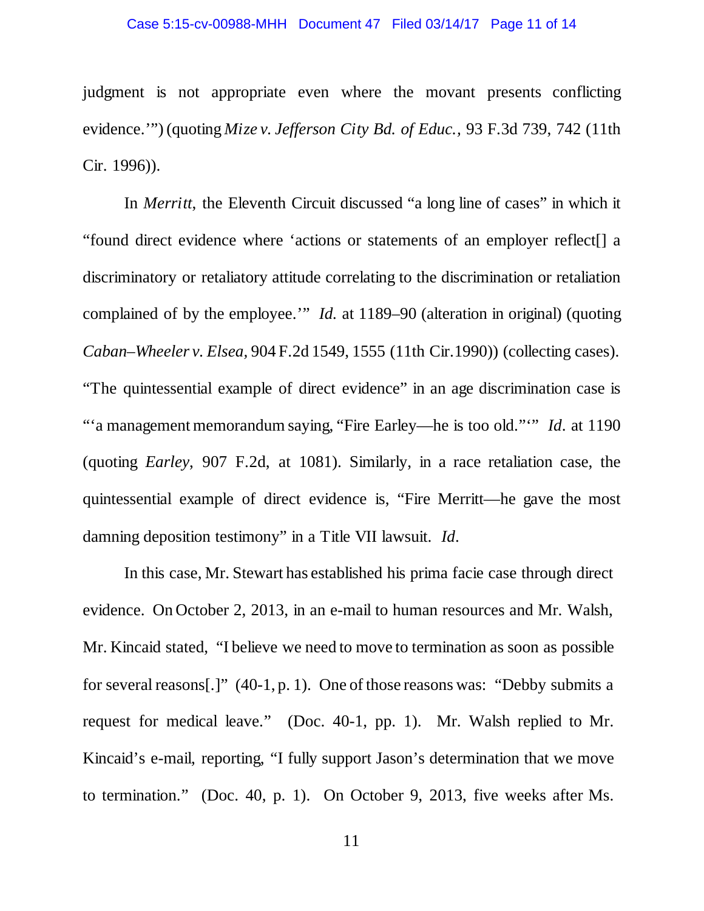judgment is not appropriate even where the movant presents conflicting evidence.'") (quoting *Mize v. Jefferson City Bd. of Educ.,* 93 F.3d 739, 742 (11th Cir. 1996)).

In *Merritt*, the Eleventh Circuit discussed "a long line of cases" in which it "found direct evidence where 'actions or statements of an employer reflect[] a discriminatory or retaliatory attitude correlating to the discrimination or retaliation complained of by the employee.'" *Id.* at 1189–90 (alteration in original) (quoting *Caban–Wheeler v. Elsea,* 904 F.2d 1549, 1555 (11th Cir.1990)) (collecting cases). "The quintessential example of direct evidence" in an age discrimination case is "'a management memorandum saying, "Fire Earley—he is too old."'" *Id.* at 1190 (quoting *Earley*, 907 F.2d, at 1081). Similarly, in a race retaliation case, the quintessential example of direct evidence is, "Fire Merritt—he gave the most damning deposition testimony" in a Title VII lawsuit. *Id.*

In this case, Mr. Stewart has established his prima facie case through direct evidence. On October 2, 2013, in an e-mail to human resources and Mr. Walsh, Mr. Kincaid stated, "I believe we need to move to termination as soon as possible for several reasons[.]" (40-1, p. 1). One of those reasons was: "Debby submits a request for medical leave." (Doc. 40-1, pp. 1). Mr. Walsh replied to Mr. Kincaid's e-mail, reporting, "I fully support Jason's determination that we move to termination." (Doc. 40, p. 1). On October 9, 2013, five weeks after Ms.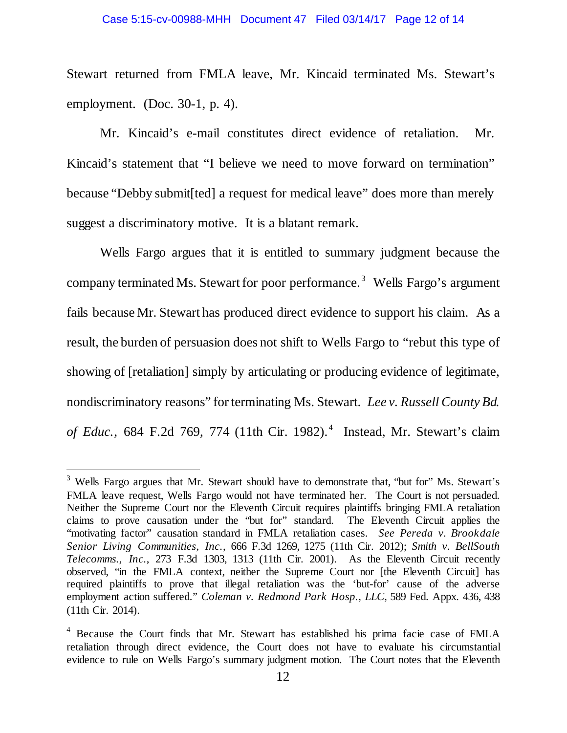Stewart returned from FMLA leave, Mr. Kincaid terminated Ms. Stewart's employment. (Doc. 30-1, p. 4).

Mr. Kincaid's e-mail constitutes direct evidence of retaliation. Mr. Kincaid's statement that "I believe we need to move forward on termination" because "Debby submit[ted] a request for medical leave" does more than merely suggest a discriminatory motive. It is a blatant remark.

Wells Fargo argues that it is entitled to summary judgment because the company terminated Ms. Stewart for poor performance.[3] Wells Fargo's argument fails because Mr. Stewart has produced direct evidence to support his claim. As a result, the burden of persuasion does not shift to Wells Fargo to "rebut this type of showing of [retaliation] simply by articulating or producing evidence of legitimate, nondiscriminatory reasons" for terminating Ms. Stewart. *Lee v. Russell County Bd. of Educ.*, 684 F.2d 769, 774 (11th Cir. 1982).[4] Instead, Mr. Stewart's claim

---

[3] Wells Fargo argues that Mr. Stewart should have to demonstrate that, "but for" Ms. Stewart's FMLA leave request, Wells Fargo would not have terminated her. The Court is not persuaded. Neither the Supreme Court nor the Eleventh Circuit requires plaintiffs bringing FMLA retaliation claims to prove causation under the "but for" standard. The Eleventh Circuit applies the "motivating factor" causation standard in FMLA retaliation cases. *See Pereda v. Brookdale Senior Living Communities, Inc.*, 666 F.3d 1269, 1275 (11th Cir. 2012); *Smith v. BellSouth Telecomms., Inc.*, 273 F.3d 1303, 1313 (11th Cir. 2001). As the Eleventh Circuit recently observed, "in the FMLA context, neither the Supreme Court nor [the Eleventh Circuit] has required plaintiffs to prove that illegal retaliation was the 'but-for' cause of the adverse employment action suffered." *Coleman v. Redmond Park Hosp., LLC*, 589 Fed. Appx. 436, 438 (11th Cir. 2014).

[4] Because the Court finds that Mr. Stewart has established his prima facie case of FMLA retaliation through direct evidence, the Court does not have to evaluate his circumstantial evidence to rule on Wells Fargo's summary judgment motion. The Court notes that the Eleventh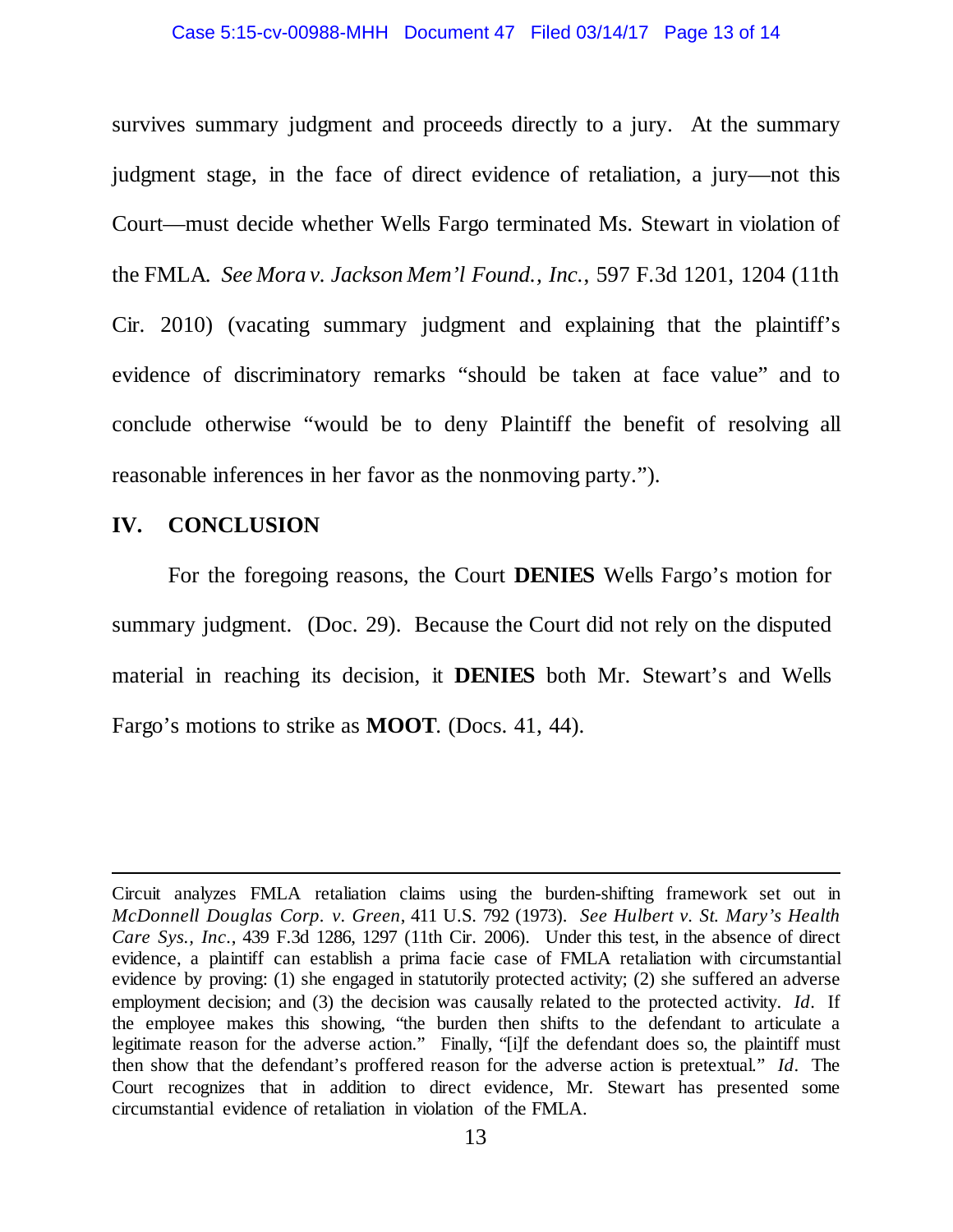survives summary judgment and proceeds directly to a jury. At the summary judgment stage, in the face of direct evidence of retaliation, a jury—not this Court—must decide whether Wells Fargo terminated Ms. Stewart in violation of the FMLA. *See Mora v. Jackson Mem'l Found., Inc.*, 597 F.3d 1201, 1204 (11th Cir. 2010) (vacating summary judgment and explaining that the plaintiff's evidence of discriminatory remarks "should be taken at face value" and to conclude otherwise "would be to deny Plaintiff the benefit of resolving all reasonable inferences in her favor as the nonmoving party.").

## IV. CONCLUSION

For the foregoing reasons, the Court **DENIES** Wells Fargo's motion for summary judgment. (Doc. 29). Because the Court did not rely on the disputed material in reaching its decision, it **DENIES** both Mr. Stewart's and Wells Fargo's motions to strike as **MOOT**. (Docs. 41, 44).

---

Circuit analyzes FMLA retaliation claims using the burden-shifting framework set out in *McDonnell Douglas Corp. v. Green*, 411 U.S. 792 (1973). *See Hulbert v. St. Mary's Health Care Sys., Inc.*, 439 F.3d 1286, 1297 (11th Cir. 2006). Under this test, in the absence of direct evidence, a plaintiff can establish a prima facie case of FMLA retaliation with circumstantial evidence by proving: (1) she engaged in statutorily protected activity; (2) she suffered an adverse employment decision; and (3) the decision was causally related to the protected activity. *Id*. If the employee makes this showing, "the burden then shifts to the defendant to articulate a legitimate reason for the adverse action." Finally, "[i]f the defendant does so, the plaintiff must then show that the defendant's proffered reason for the adverse action is pretextual." *Id*. The Court recognizes that in addition to direct evidence, Mr. Stewart has presented some circumstantial evidence of retaliation in violation of the FMLA.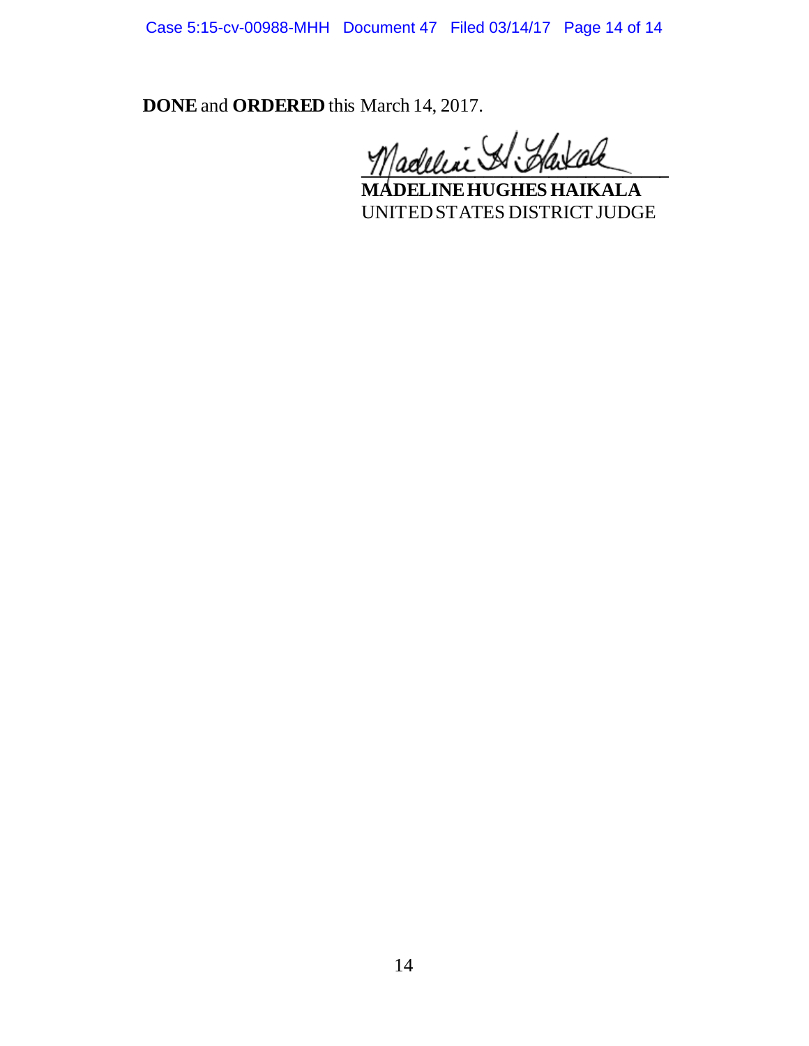**DONE** and **ORDERED** this March 14, 2017.

**MADELINE HUGHES HAIKALA**
UNITED STATES DISTRICT JUDGE